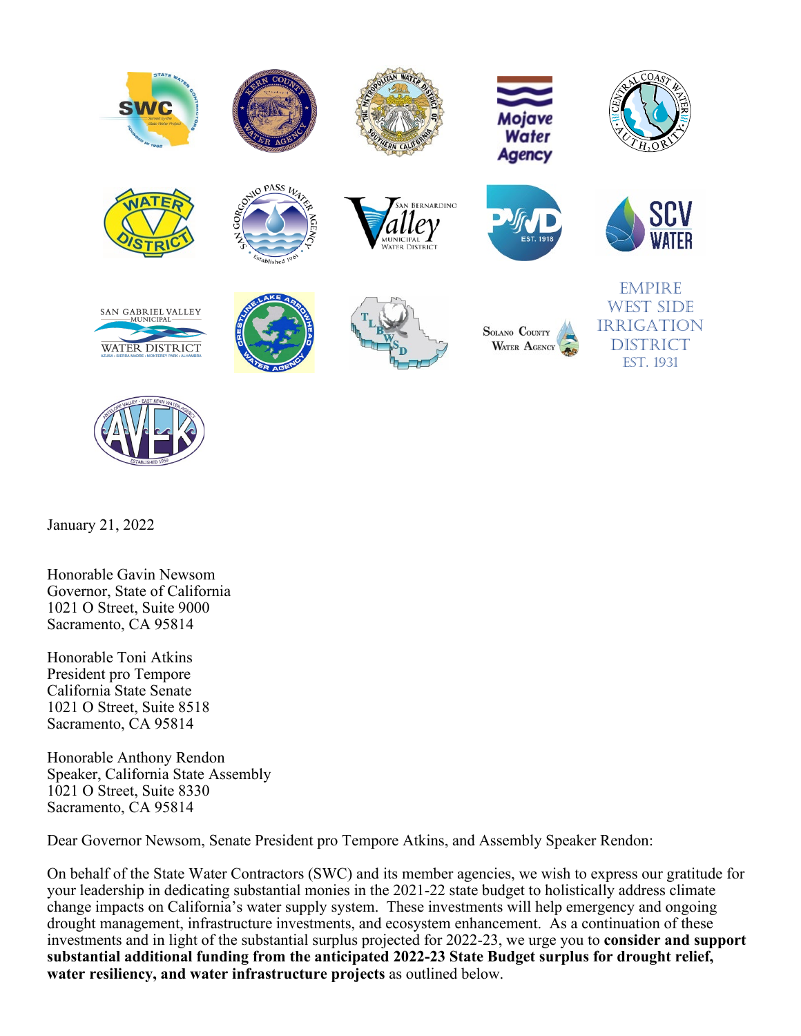January 21, 2022

Honorable Gavin Newsom
Governor, State of California
1021 O Street, Suite 9000
Sacramento, CA 95814

Honorable Toni Atkins
President pro Tempore
California State Senate
1021 O Street, Suite 8518
Sacramento, CA 95814

Honorable Anthony Rendon
Speaker, California State Assembly
1021 O Street, Suite 8330
Sacramento, CA 95814

Dear Governor Newsom, Senate President pro Tempore Atkins, and Assembly Speaker Rendon:

On behalf of the State Water Contractors (SWC) and its member agencies, we wish to express our gratitude for your leadership in dedicating substantial monies in the 2021-22 state budget to holistically address climate change impacts on California's water supply system. These investments will help emergency and ongoing drought management, infrastructure investments, and ecosystem enhancement. As a continuation of these investments and in light of the substantial surplus projected for 2022-23, we urge you to **consider and support substantial additional funding from the anticipated 2022-23 State Budget surplus for drought relief, water resiliency, and water infrastructure projects** as outlined below.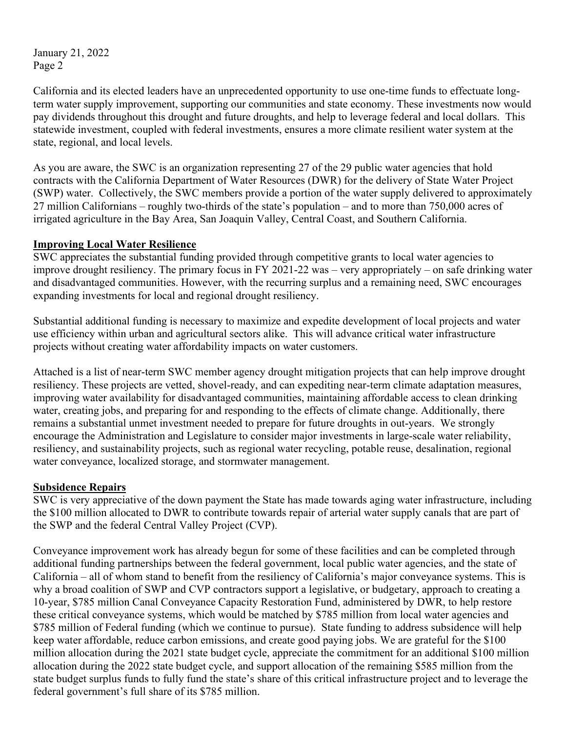California and its elected leaders have an unprecedented opportunity to use one-time funds to effectuate long-term water supply improvement, supporting our communities and state economy. These investments now would pay dividends throughout this drought and future droughts, and help to leverage federal and local dollars. This statewide investment, coupled with federal investments, ensures a more climate resilient water system at the state, regional, and local levels.

As you are aware, the SWC is an organization representing 27 of the 29 public water agencies that hold contracts with the California Department of Water Resources (DWR) for the delivery of State Water Project (SWP) water. Collectively, the SWC members provide a portion of the water supply delivered to approximately 27 million Californians – roughly two-thirds of the state's population – and to more than 750,000 acres of irrigated agriculture in the Bay Area, San Joaquin Valley, Central Coast, and Southern California.

**Improving Local Water Resilience**

SWC appreciates the substantial funding provided through competitive grants to local water agencies to improve drought resiliency. The primary focus in FY 2021-22 was – very appropriately – on safe drinking water and disadvantaged communities. However, with the recurring surplus and a remaining need, SWC encourages expanding investments for local and regional drought resiliency.

Substantial additional funding is necessary to maximize and expedite development of local projects and water use efficiency within urban and agricultural sectors alike. This will advance critical water infrastructure projects without creating water affordability impacts on water customers.

Attached is a list of near-term SWC member agency drought mitigation projects that can help improve drought resiliency. These projects are vetted, shovel-ready, and can expediting near-term climate adaptation measures, improving water availability for disadvantaged communities, maintaining affordable access to clean drinking water, creating jobs, and preparing for and responding to the effects of climate change. Additionally, there remains a substantial unmet investment needed to prepare for future droughts in out-years. We strongly encourage the Administration and Legislature to consider major investments in large-scale water reliability, resiliency, and sustainability projects, such as regional water recycling, potable reuse, desalination, regional water conveyance, localized storage, and stormwater management.

**Subsidence Repairs**

SWC is very appreciative of the down payment the State has made towards aging water infrastructure, including the \$100 million allocated to DWR to contribute towards repair of arterial water supply canals that are part of the SWP and the federal Central Valley Project (CVP).

Conveyance improvement work has already begun for some of these facilities and can be completed through additional funding partnerships between the federal government, local public water agencies, and the state of California – all of whom stand to benefit from the resiliency of California's major conveyance systems. This is why a broad coalition of SWP and CVP contractors support a legislative, or budgetary, approach to creating a 10-year, \$785 million Canal Conveyance Capacity Restoration Fund, administered by DWR, to help restore these critical conveyance systems, which would be matched by \$785 million from local water agencies and \$785 million of Federal funding (which we continue to pursue). State funding to address subsidence will help keep water affordable, reduce carbon emissions, and create good paying jobs. We are grateful for the \$100 million allocation during the 2021 state budget cycle, appreciate the commitment for an additional \$100 million allocation during the 2022 state budget cycle, and support allocation of the remaining \$585 million from the state budget surplus funds to fully fund the state's share of this critical infrastructure project and to leverage the federal government's full share of its \$785 million.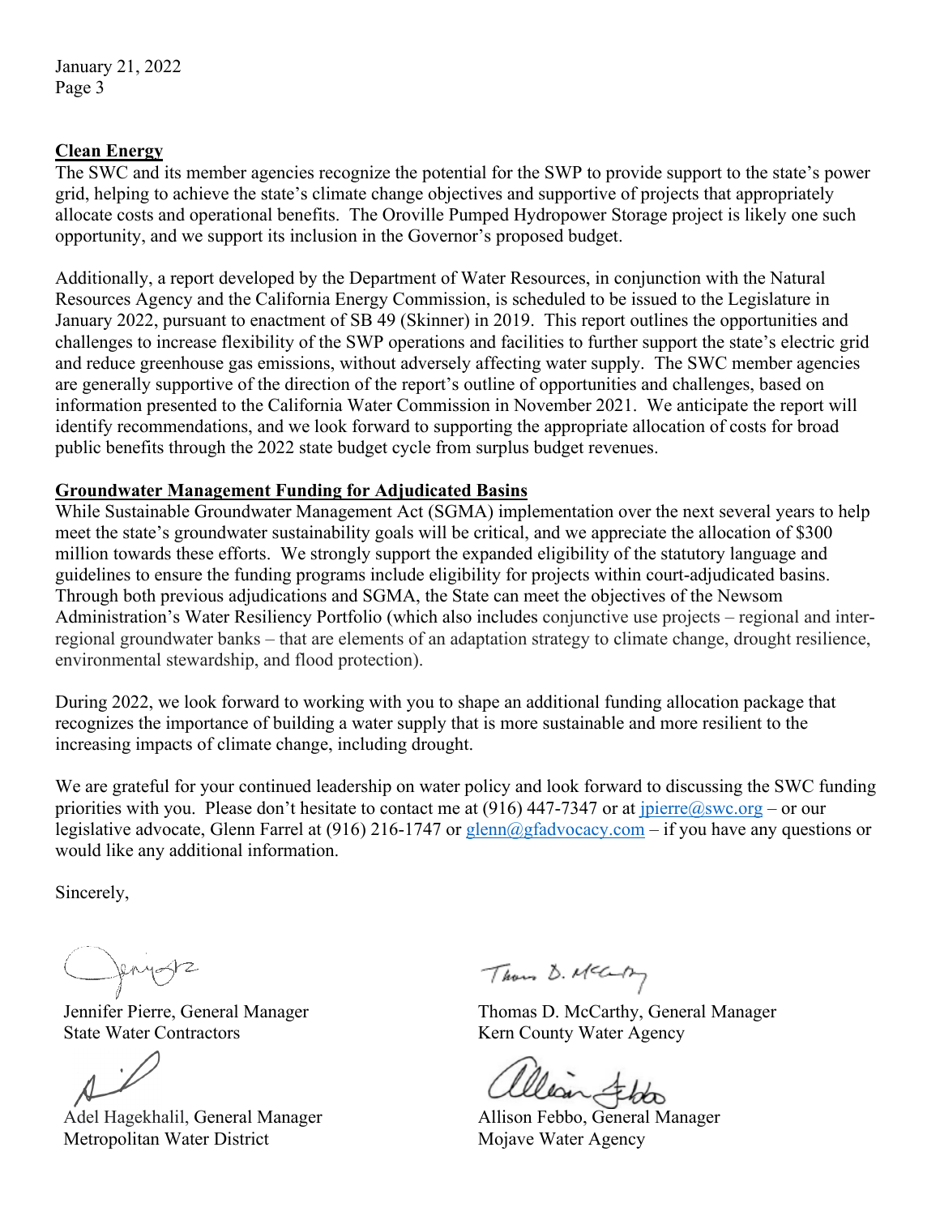**Clean Energy**

The SWC and its member agencies recognize the potential for the SWP to provide support to the state's power grid, helping to achieve the state's climate change objectives and supportive of projects that appropriately allocate costs and operational benefits. The Oroville Pumped Hydropower Storage project is likely one such opportunity, and we support its inclusion in the Governor's proposed budget.

Additionally, a report developed by the Department of Water Resources, in conjunction with the Natural Resources Agency and the California Energy Commission, is scheduled to be issued to the Legislature in January 2022, pursuant to enactment of SB 49 (Skinner) in 2019. This report outlines the opportunities and challenges to increase flexibility of the SWP operations and facilities to further support the state's electric grid and reduce greenhouse gas emissions, without adversely affecting water supply. The SWC member agencies are generally supportive of the direction of the report's outline of opportunities and challenges, based on information presented to the California Water Commission in November 2021. We anticipate the report will identify recommendations, and we look forward to supporting the appropriate allocation of costs for broad public benefits through the 2022 state budget cycle from surplus budget revenues.

**Groundwater Management Funding for Adjudicated Basins**

While Sustainable Groundwater Management Act (SGMA) implementation over the next several years to help meet the state's groundwater sustainability goals will be critical, and we appreciate the allocation of $300 million towards these efforts. We strongly support the expanded eligibility of the statutory language and guidelines to ensure the funding programs include eligibility for projects within court-adjudicated basins. Through both previous adjudications and SGMA, the State can meet the objectives of the Newsom Administration's Water Resiliency Portfolio (which also includes conjunctive use projects – regional and inter-regional groundwater banks – that are elements of an adaptation strategy to climate change, drought resilience, environmental stewardship, and flood protection).

During 2022, we look forward to working with you to shape an additional funding allocation package that recognizes the importance of building a water supply that is more sustainable and more resilient to the increasing impacts of climate change, including drought.

We are grateful for your continued leadership on water policy and look forward to discussing the SWC funding priorities with you. Please don't hesitate to contact me at (916) 447-7347 or at jpierre@swc.org – or our legislative advocate, Glenn Farrel at (916) 216-1747 or glenn@gfadvocacy.com – if you have any questions or would like any additional information.

Sincerely,

Jennifer Pierre, General Manager
State Water Contractors

Thomas D. McCarthy, General Manager
Kern County Water Agency

Adel Hagekhalil, General Manager
Metropolitan Water District

Allison Febbo, General Manager
Mojave Water Agency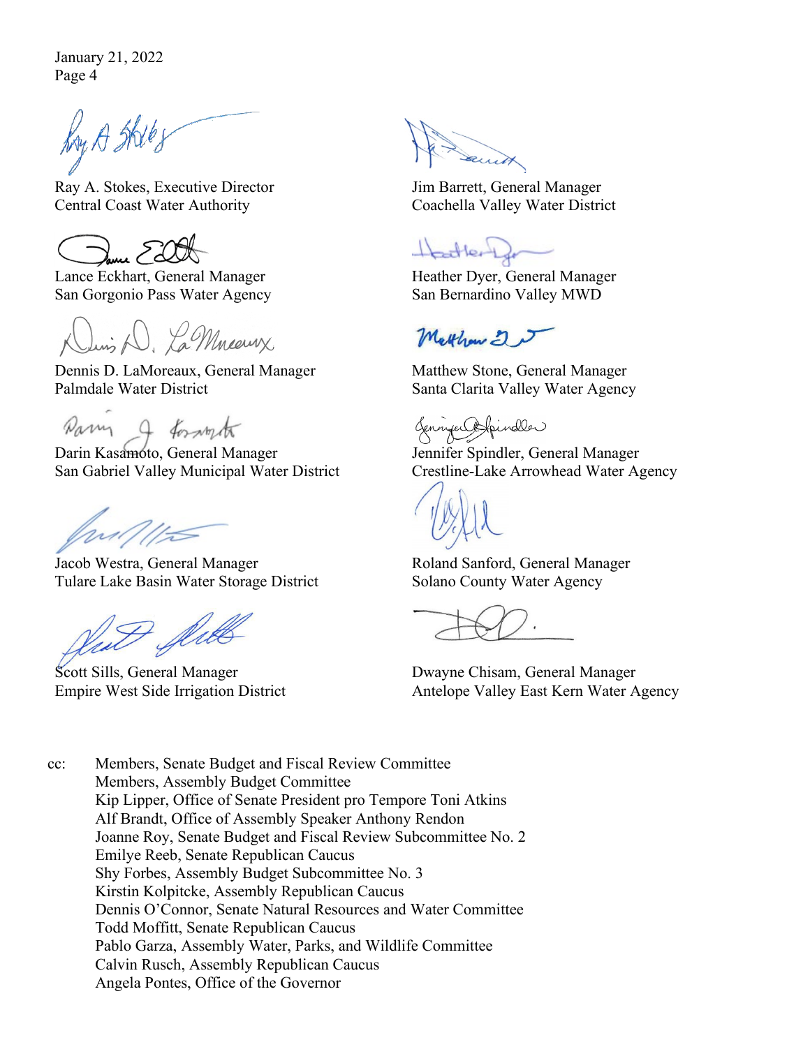January 21, 2022
Page 4

Ray A. Stokes, Executive Director
Central Coast Water Authority

Jim Barrett, General Manager
Coachella Valley Water District

Lance Eckhart, General Manager
San Gorgonio Pass Water Agency

Heather Dyer, General Manager
San Bernardino Valley MWD

Dennis D. LaMoreaux, General Manager
Palmdale Water District

Matthew Stone, General Manager
Santa Clarita Valley Water Agency

Darin Kasamoto, General Manager
San Gabriel Valley Municipal Water District

Jennifer Spindler, General Manager
Crestline-Lake Arrowhead Water Agency

Jacob Westra, General Manager
Tulare Lake Basin Water Storage District

Roland Sanford, General Manager
Solano County Water Agency

Scott Sills, General Manager
Empire West Side Irrigation District

Dwayne Chisam, General Manager
Antelope Valley East Kern Water Agency

cc: Members, Senate Budget and Fiscal Review Committee
Members, Assembly Budget Committee
Kip Lipper, Office of Senate President pro Tempore Toni Atkins
Alf Brandt, Office of Assembly Speaker Anthony Rendon
Joanne Roy, Senate Budget and Fiscal Review Subcommittee No. 2
Emilye Reeb, Senate Republican Caucus
Shy Forbes, Assembly Budget Subcommittee No. 3
Kirstin Kolpitcke, Assembly Republican Caucus
Dennis O'Connor, Senate Natural Resources and Water Committee
Todd Moffitt, Senate Republican Caucus
Pablo Garza, Assembly Water, Parks, and Wildlife Committee
Calvin Rusch, Assembly Republican Caucus
Angela Pontes, Office of the Governor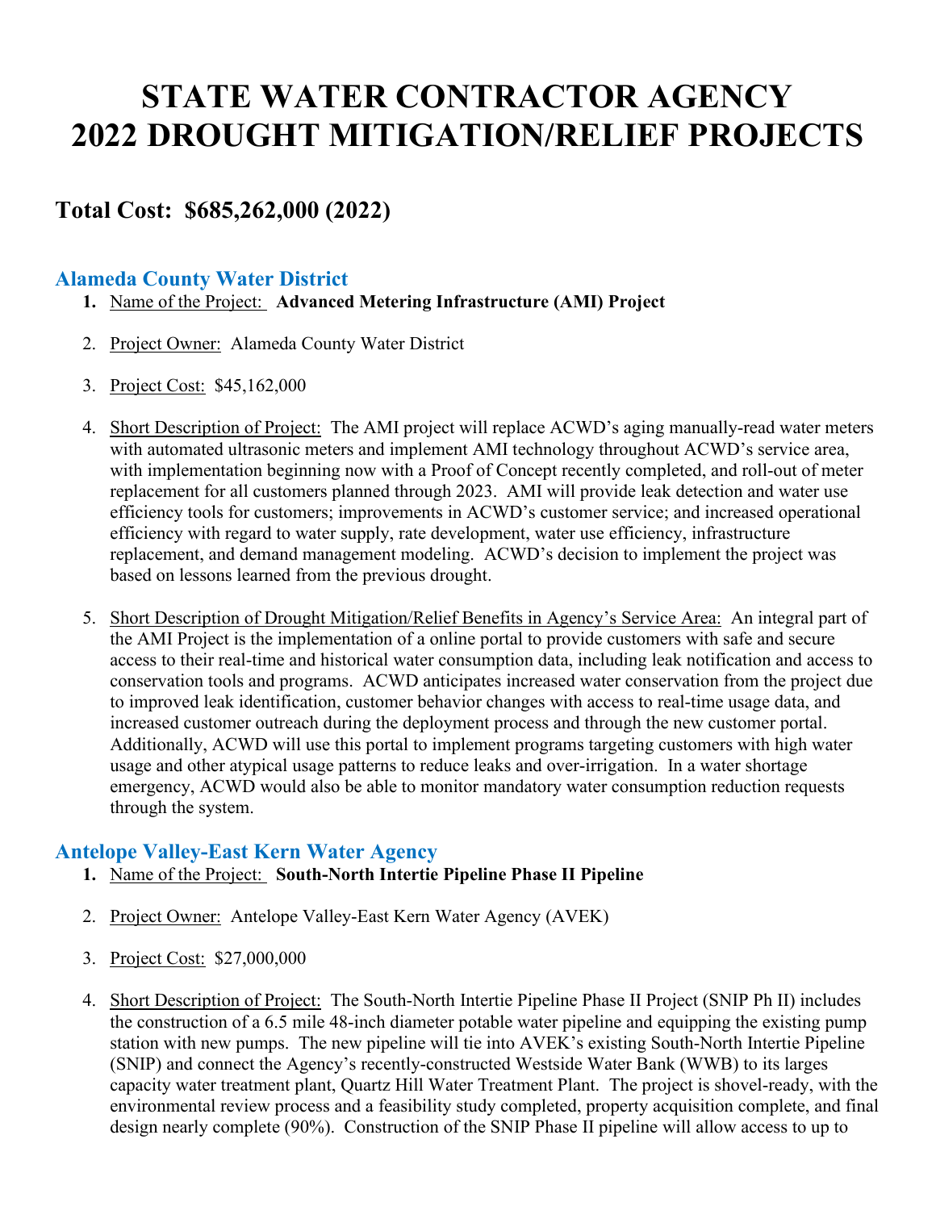# STATE WATER CONTRACTOR AGENCY 2022 DROUGHT MITIGATION/RELIEF PROJECTS

## Total Cost: $685,262,000 (2022)

### Alameda County Water District

1. Name of the Project: **Advanced Metering Infrastructure (AMI) Project**

2. Project Owner: Alameda County Water District

3. Project Cost: $45,162,000

4. Short Description of Project: The AMI project will replace ACWD's aging manually-read water meters with automated ultrasonic meters and implement AMI technology throughout ACWD's service area, with implementation beginning now with a Proof of Concept recently completed, and roll-out of meter replacement for all customers planned through 2023. AMI will provide leak detection and water use efficiency tools for customers; improvements in ACWD's customer service; and increased operational efficiency with regard to water supply, rate development, water use efficiency, infrastructure replacement, and demand management modeling. ACWD's decision to implement the project was based on lessons learned from the previous drought.

5. Short Description of Drought Mitigation/Relief Benefits in Agency's Service Area: An integral part of the AMI Project is the implementation of a online portal to provide customers with safe and secure access to their real-time and historical water consumption data, including leak notification and access to conservation tools and programs. ACWD anticipates increased water conservation from the project due to improved leak identification, customer behavior changes with access to real-time usage data, and increased customer outreach during the deployment process and through the new customer portal. Additionally, ACWD will use this portal to implement programs targeting customers with high water usage and other atypical usage patterns to reduce leaks and over-irrigation. In a water shortage emergency, ACWD would also be able to monitor mandatory water consumption reduction requests through the system.

### Antelope Valley-East Kern Water Agency

1. Name of the Project: **South-North Intertie Pipeline Phase II Pipeline**

2. Project Owner: Antelope Valley-East Kern Water Agency (AVEK)

3. Project Cost: $27,000,000

4. Short Description of Project: The South-North Intertie Pipeline Phase II Project (SNIP Ph II) includes the construction of a 6.5 mile 48-inch diameter potable water pipeline and equipping the existing pump station with new pumps. The new pipeline will tie into AVEK's existing South-North Intertie Pipeline (SNIP) and connect the Agency's recently-constructed Westside Water Bank (WWB) to its larges capacity water treatment plant, Quartz Hill Water Treatment Plant. The project is shovel-ready, with the environmental review process and a feasibility study completed, property acquisition complete, and final design nearly complete (90%). Construction of the SNIP Phase II pipeline will allow access to up to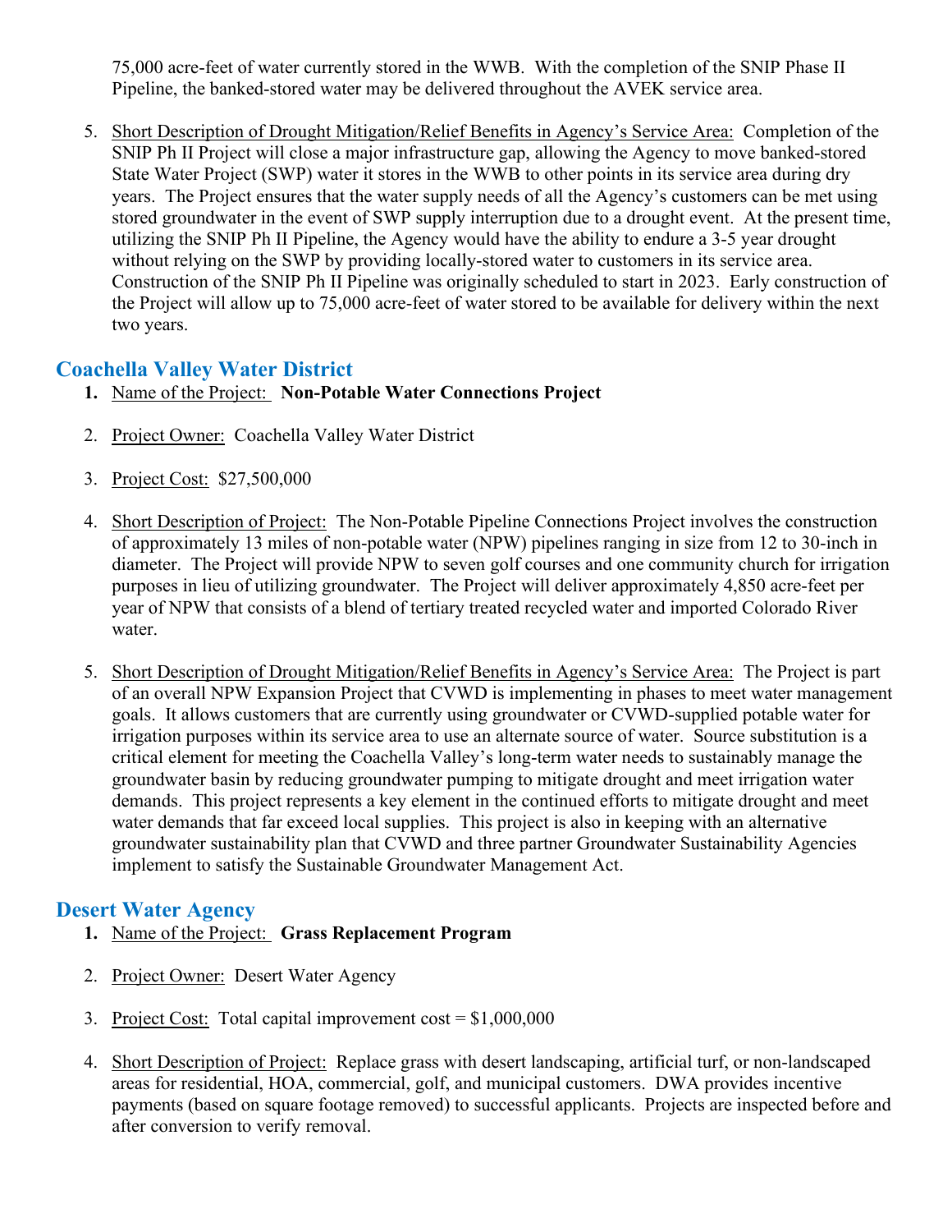75,000 acre-feet of water currently stored in the WWB. With the completion of the SNIP Phase II Pipeline, the banked-stored water may be delivered throughout the AVEK service area.

5. Short Description of Drought Mitigation/Relief Benefits in Agency's Service Area: Completion of the SNIP Ph II Project will close a major infrastructure gap, allowing the Agency to move banked-stored State Water Project (SWP) water it stores in the WWB to other points in its service area during dry years. The Project ensures that the water supply needs of all the Agency's customers can be met using stored groundwater in the event of SWP supply interruption due to a drought event. At the present time, utilizing the SNIP Ph II Pipeline, the Agency would have the ability to endure a 3-5 year drought without relying on the SWP by providing locally-stored water to customers in its service area. Construction of the SNIP Ph II Pipeline was originally scheduled to start in 2023. Early construction of the Project will allow up to 75,000 acre-feet of water stored to be available for delivery within the next two years.

## Coachella Valley Water District

1. Name of the Project: **Non-Potable Water Connections Project**

2. Project Owner: Coachella Valley Water District

3. Project Cost: $27,500,000

4. Short Description of Project: The Non-Potable Pipeline Connections Project involves the construction of approximately 13 miles of non-potable water (NPW) pipelines ranging in size from 12 to 30-inch in diameter. The Project will provide NPW to seven golf courses and one community church for irrigation purposes in lieu of utilizing groundwater. The Project will deliver approximately 4,850 acre-feet per year of NPW that consists of a blend of tertiary treated recycled water and imported Colorado River water.

5. Short Description of Drought Mitigation/Relief Benefits in Agency's Service Area: The Project is part of an overall NPW Expansion Project that CVWD is implementing in phases to meet water management goals. It allows customers that are currently using groundwater or CVWD-supplied potable water for irrigation purposes within its service area to use an alternate source of water. Source substitution is a critical element for meeting the Coachella Valley's long-term water needs to sustainably manage the groundwater basin by reducing groundwater pumping to mitigate drought and meet irrigation water demands. This project represents a key element in the continued efforts to mitigate drought and meet water demands that far exceed local supplies. This project is also in keeping with an alternative groundwater sustainability plan that CVWD and three partner Groundwater Sustainability Agencies implement to satisfy the Sustainable Groundwater Management Act.

## Desert Water Agency

1. Name of the Project: **Grass Replacement Program**

2. Project Owner: Desert Water Agency

3. Project Cost: Total capital improvement cost = $1,000,000

4. Short Description of Project: Replace grass with desert landscaping, artificial turf, or non-landscaped areas for residential, HOA, commercial, golf, and municipal customers. DWA provides incentive payments (based on square footage removed) to successful applicants. Projects are inspected before and after conversion to verify removal.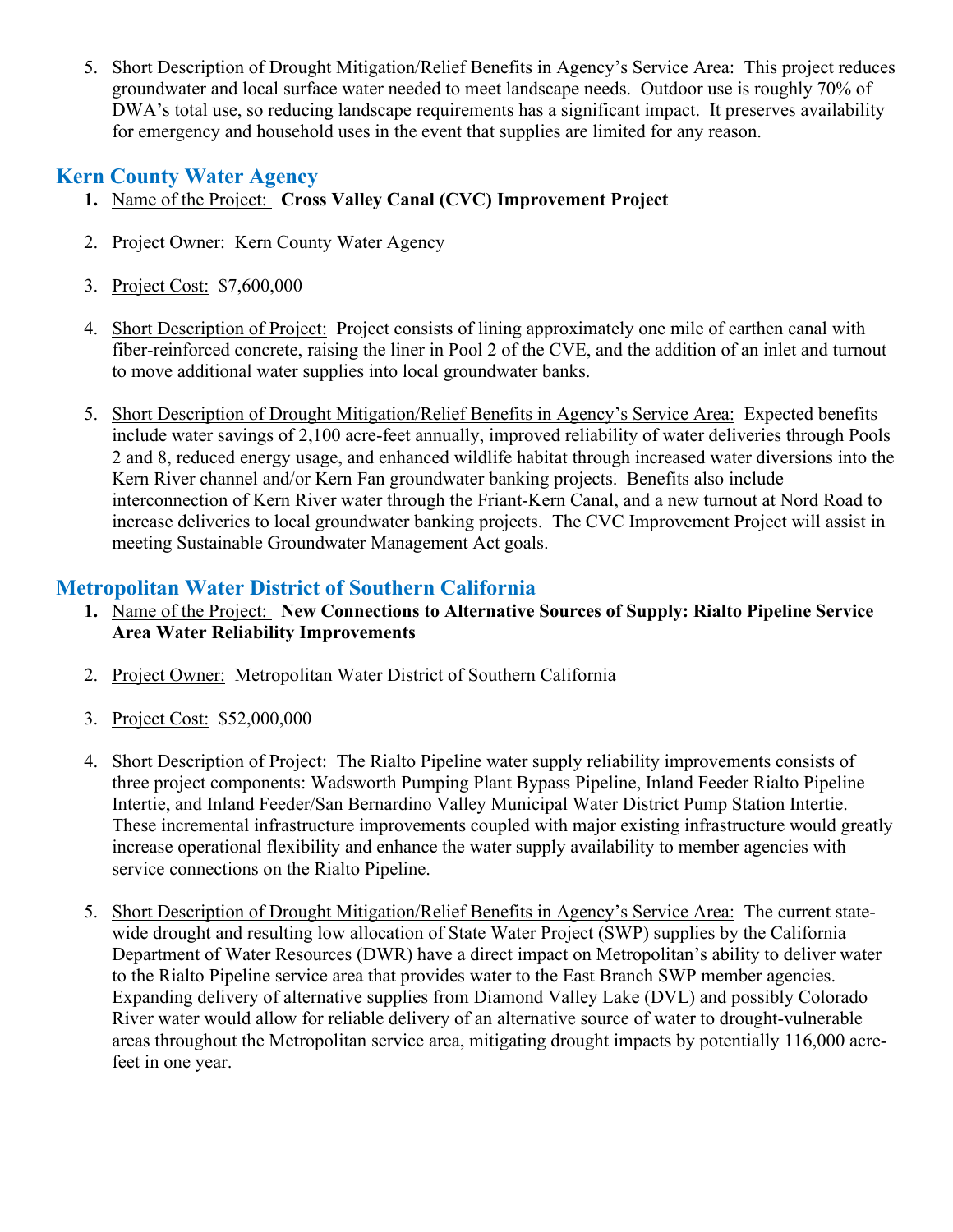5. Short Description of Drought Mitigation/Relief Benefits in Agency's Service Area: This project reduces groundwater and local surface water needed to meet landscape needs. Outdoor use is roughly 70% of DWA's total use, so reducing landscape requirements has a significant impact. It preserves availability for emergency and household uses in the event that supplies are limited for any reason.

## Kern County Water Agency

1. Name of the Project: **Cross Valley Canal (CVC) Improvement Project**

2. Project Owner: Kern County Water Agency

3. Project Cost: $7,600,000

4. Short Description of Project: Project consists of lining approximately one mile of earthen canal with fiber-reinforced concrete, raising the liner in Pool 2 of the CVE, and the addition of an inlet and turnout to move additional water supplies into local groundwater banks.

5. Short Description of Drought Mitigation/Relief Benefits in Agency's Service Area: Expected benefits include water savings of 2,100 acre-feet annually, improved reliability of water deliveries through Pools 2 and 8, reduced energy usage, and enhanced wildlife habitat through increased water diversions into the Kern River channel and/or Kern Fan groundwater banking projects. Benefits also include interconnection of Kern River water through the Friant-Kern Canal, and a new turnout at Nord Road to increase deliveries to local groundwater banking projects. The CVC Improvement Project will assist in meeting Sustainable Groundwater Management Act goals.

## Metropolitan Water District of Southern California

1. Name of the Project: **New Connections to Alternative Sources of Supply: Rialto Pipeline Service Area Water Reliability Improvements**

2. Project Owner: Metropolitan Water District of Southern California

3. Project Cost: $52,000,000

4. Short Description of Project: The Rialto Pipeline water supply reliability improvements consists of three project components: Wadsworth Pumping Plant Bypass Pipeline, Inland Feeder Rialto Pipeline Intertie, and Inland Feeder/San Bernardino Valley Municipal Water District Pump Station Intertie. These incremental infrastructure improvements coupled with major existing infrastructure would greatly increase operational flexibility and enhance the water supply availability to member agencies with service connections on the Rialto Pipeline.

5. Short Description of Drought Mitigation/Relief Benefits in Agency's Service Area: The current state-wide drought and resulting low allocation of State Water Project (SWP) supplies by the California Department of Water Resources (DWR) have a direct impact on Metropolitan's ability to deliver water to the Rialto Pipeline service area that provides water to the East Branch SWP member agencies. Expanding delivery of alternative supplies from Diamond Valley Lake (DVL) and possibly Colorado River water would allow for reliable delivery of an alternative source of water to drought-vulnerable areas throughout the Metropolitan service area, mitigating drought impacts by potentially 116,000 acre-feet in one year.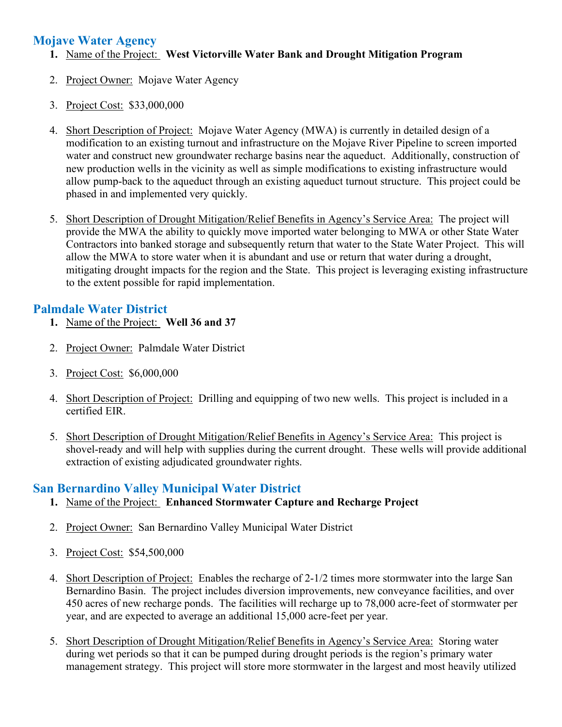## Mojave Water Agency

1. Name of the Project: **West Victorville Water Bank and Drought Mitigation Program**

2. Project Owner: Mojave Water Agency

3. Project Cost: $33,000,000

4. Short Description of Project: Mojave Water Agency (MWA) is currently in detailed design of a modification to an existing turnout and infrastructure on the Mojave River Pipeline to screen imported water and construct new groundwater recharge basins near the aqueduct. Additionally, construction of new production wells in the vicinity as well as simple modifications to existing infrastructure would allow pump-back to the aqueduct through an existing aqueduct turnout structure. This project could be phased in and implemented very quickly.

5. Short Description of Drought Mitigation/Relief Benefits in Agency's Service Area: The project will provide the MWA the ability to quickly move imported water belonging to MWA or other State Water Contractors into banked storage and subsequently return that water to the State Water Project. This will allow the MWA to store water when it is abundant and use or return that water during a drought, mitigating drought impacts for the region and the State. This project is leveraging existing infrastructure to the extent possible for rapid implementation.

## Palmdale Water District

1. Name of the Project: **Well 36 and 37**

2. Project Owner: Palmdale Water District

3. Project Cost: $6,000,000

4. Short Description of Project: Drilling and equipping of two new wells. This project is included in a certified EIR.

5. Short Description of Drought Mitigation/Relief Benefits in Agency's Service Area: This project is shovel-ready and will help with supplies during the current drought. These wells will provide additional extraction of existing adjudicated groundwater rights.

## San Bernardino Valley Municipal Water District

1. Name of the Project: **Enhanced Stormwater Capture and Recharge Project**

2. Project Owner: San Bernardino Valley Municipal Water District

3. Project Cost: $54,500,000

4. Short Description of Project: Enables the recharge of 2-1/2 times more stormwater into the large San Bernardino Basin. The project includes diversion improvements, new conveyance facilities, and over 450 acres of new recharge ponds. The facilities will recharge up to 78,000 acre-feet of stormwater per year, and are expected to average an additional 15,000 acre-feet per year.

5. Short Description of Drought Mitigation/Relief Benefits in Agency's Service Area: Storing water during wet periods so that it can be pumped during drought periods is the region's primary water management strategy. This project will store more stormwater in the largest and most heavily utilized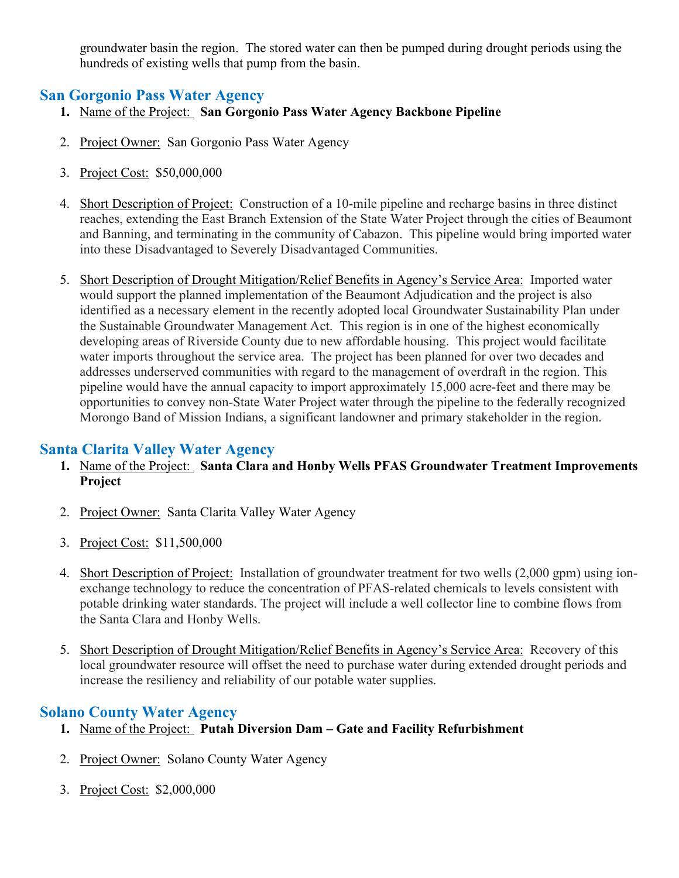groundwater basin the region. The stored water can then be pumped during drought periods using the hundreds of existing wells that pump from the basin.

## San Gorgonio Pass Water Agency

1. Name of the Project: **San Gorgonio Pass Water Agency Backbone Pipeline**

2. Project Owner: San Gorgonio Pass Water Agency

3. Project Cost: $50,000,000

4. Short Description of Project: Construction of a 10-mile pipeline and recharge basins in three distinct reaches, extending the East Branch Extension of the State Water Project through the cities of Beaumont and Banning, and terminating in the community of Cabazon. This pipeline would bring imported water into these Disadvantaged to Severely Disadvantaged Communities.

5. Short Description of Drought Mitigation/Relief Benefits in Agency's Service Area: Imported water would support the planned implementation of the Beaumont Adjudication and the project is also identified as a necessary element in the recently adopted local Groundwater Sustainability Plan under the Sustainable Groundwater Management Act. This region is in one of the highest economically developing areas of Riverside County due to new affordable housing. This project would facilitate water imports throughout the service area. The project has been planned for over two decades and addresses underserved communities with regard to the management of overdraft in the region. This pipeline would have the annual capacity to import approximately 15,000 acre-feet and there may be opportunities to convey non-State Water Project water through the pipeline to the federally recognized Morongo Band of Mission Indians, a significant landowner and primary stakeholder in the region.

## Santa Clarita Valley Water Agency

1. Name of the Project: **Santa Clara and Honby Wells PFAS Groundwater Treatment Improvements Project**

2. Project Owner: Santa Clarita Valley Water Agency

3. Project Cost: $11,500,000

4. Short Description of Project: Installation of groundwater treatment for two wells (2,000 gpm) using ion-exchange technology to reduce the concentration of PFAS-related chemicals to levels consistent with potable drinking water standards. The project will include a well collector line to combine flows from the Santa Clara and Honby Wells.

5. Short Description of Drought Mitigation/Relief Benefits in Agency's Service Area: Recovery of this local groundwater resource will offset the need to purchase water during extended drought periods and increase the resiliency and reliability of our potable water supplies.

## Solano County Water Agency

1. Name of the Project: **Putah Diversion Dam – Gate and Facility Refurbishment**

2. Project Owner: Solano County Water Agency

3. Project Cost: $2,000,000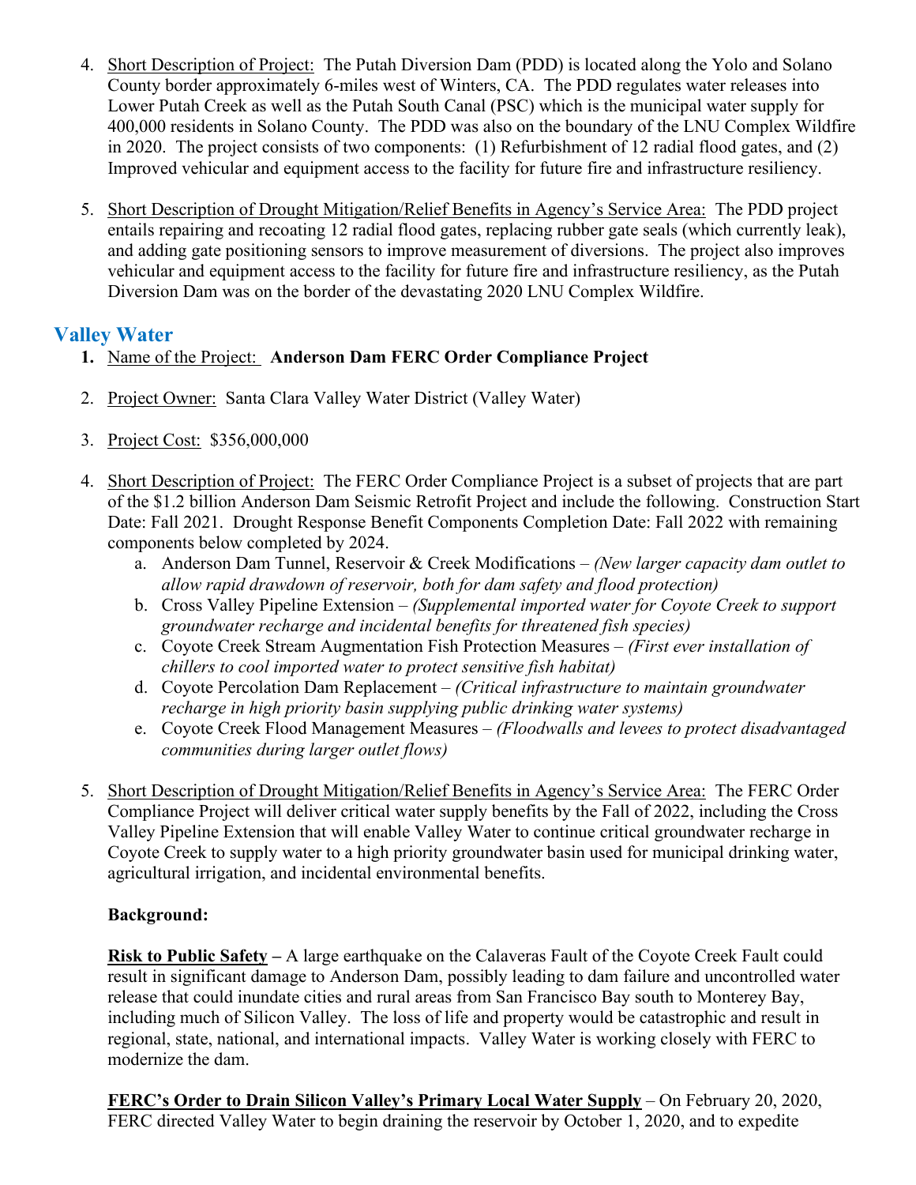4. Short Description of Project: The Putah Diversion Dam (PDD) is located along the Yolo and Solano County border approximately 6-miles west of Winters, CA. The PDD regulates water releases into Lower Putah Creek as well as the Putah South Canal (PSC) which is the municipal water supply for 400,000 residents in Solano County. The PDD was also on the boundary of the LNU Complex Wildfire in 2020. The project consists of two components: (1) Refurbishment of 12 radial flood gates, and (2) Improved vehicular and equipment access to the facility for future fire and infrastructure resiliency.

5. Short Description of Drought Mitigation/Relief Benefits in Agency's Service Area: The PDD project entails repairing and recoating 12 radial flood gates, replacing rubber gate seals (which currently leak), and adding gate positioning sensors to improve measurement of diversions. The project also improves vehicular and equipment access to the facility for future fire and infrastructure resiliency, as the Putah Diversion Dam was on the border of the devastating 2020 LNU Complex Wildfire.

## Valley Water

1. Name of the Project: **Anderson Dam FERC Order Compliance Project**

2. Project Owner: Santa Clara Valley Water District (Valley Water)

3. Project Cost: $356,000,000

4. Short Description of Project: The FERC Order Compliance Project is a subset of projects that are part of the $1.2 billion Anderson Dam Seismic Retrofit Project and include the following. Construction Start Date: Fall 2021. Drought Response Benefit Components Completion Date: Fall 2022 with remaining components below completed by 2024.
   a. Anderson Dam Tunnel, Reservoir & Creek Modifications – *(New larger capacity dam outlet to allow rapid drawdown of reservoir, both for dam safety and flood protection)*
   b. Cross Valley Pipeline Extension – *(Supplemental imported water for Coyote Creek to support groundwater recharge and incidental benefits for threatened fish species)*
   c. Coyote Creek Stream Augmentation Fish Protection Measures – *(First ever installation of chillers to cool imported water to protect sensitive fish habitat)*
   d. Coyote Percolation Dam Replacement – *(Critical infrastructure to maintain groundwater recharge in high priority basin supplying public drinking water systems)*
   e. Coyote Creek Flood Management Measures – *(Floodwalls and levees to protect disadvantaged communities during larger outlet flows)*

5. Short Description of Drought Mitigation/Relief Benefits in Agency's Service Area: The FERC Order Compliance Project will deliver critical water supply benefits by the Fall of 2022, including the Cross Valley Pipeline Extension that will enable Valley Water to continue critical groundwater recharge in Coyote Creek to supply water to a high priority groundwater basin used for municipal drinking water, agricultural irrigation, and incidental environmental benefits.

   **Background:**

   **Risk to Public Safety –** A large earthquake on the Calaveras Fault of the Coyote Creek Fault could result in significant damage to Anderson Dam, possibly leading to dam failure and uncontrolled water release that could inundate cities and rural areas from San Francisco Bay south to Monterey Bay, including much of Silicon Valley. The loss of life and property would be catastrophic and result in regional, state, national, and international impacts. Valley Water is working closely with FERC to modernize the dam.

   **FERC's Order to Drain Silicon Valley's Primary Local Water Supply** – On February 20, 2020, FERC directed Valley Water to begin draining the reservoir by October 1, 2020, and to expedite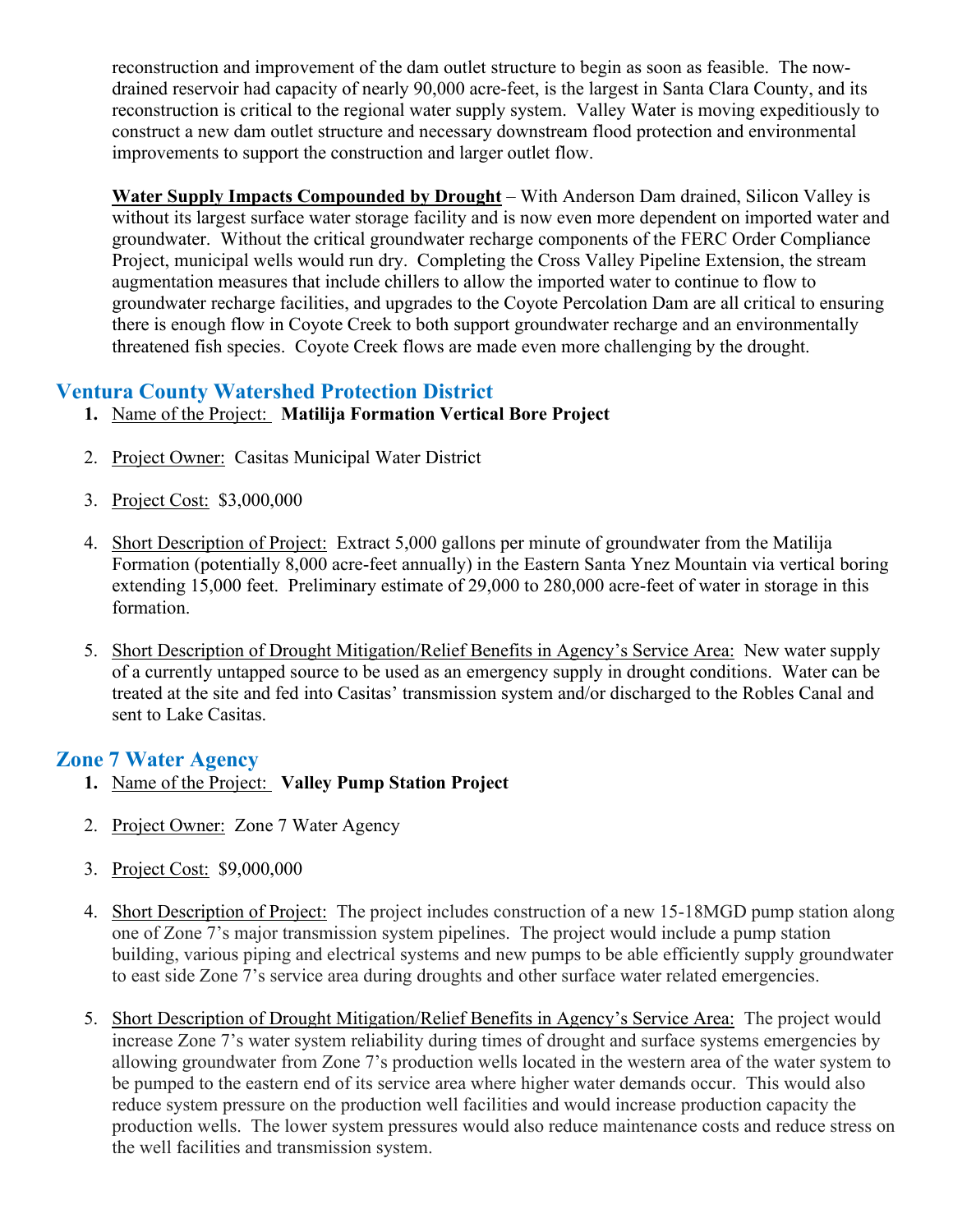reconstruction and improvement of the dam outlet structure to begin as soon as feasible. The now-drained reservoir had capacity of nearly 90,000 acre-feet, is the largest in Santa Clara County, and its reconstruction is critical to the regional water supply system. Valley Water is moving expeditiously to construct a new dam outlet structure and necessary downstream flood protection and environmental improvements to support the construction and larger outlet flow.

**Water Supply Impacts Compounded by Drought** – With Anderson Dam drained, Silicon Valley is without its largest surface water storage facility and is now even more dependent on imported water and groundwater. Without the critical groundwater recharge components of the FERC Order Compliance Project, municipal wells would run dry. Completing the Cross Valley Pipeline Extension, the stream augmentation measures that include chillers to allow the imported water to continue to flow to groundwater recharge facilities, and upgrades to the Coyote Percolation Dam are all critical to ensuring there is enough flow in Coyote Creek to both support groundwater recharge and an environmentally threatened fish species. Coyote Creek flows are made even more challenging by the drought.

## Ventura County Watershed Protection District

1. Name of the Project: **Matilija Formation Vertical Bore Project**
2. Project Owner: Casitas Municipal Water District
3. Project Cost: $3,000,000
4. Short Description of Project: Extract 5,000 gallons per minute of groundwater from the Matilija Formation (potentially 8,000 acre-feet annually) in the Eastern Santa Ynez Mountain via vertical boring extending 15,000 feet. Preliminary estimate of 29,000 to 280,000 acre-feet of water in storage in this formation.
5. Short Description of Drought Mitigation/Relief Benefits in Agency's Service Area: New water supply of a currently untapped source to be used as an emergency supply in drought conditions. Water can be treated at the site and fed into Casitas' transmission system and/or discharged to the Robles Canal and sent to Lake Casitas.

## Zone 7 Water Agency

1. Name of the Project: **Valley Pump Station Project**
2. Project Owner: Zone 7 Water Agency
3. Project Cost: $9,000,000
4. Short Description of Project: The project includes construction of a new 15-18MGD pump station along one of Zone 7's major transmission system pipelines. The project would include a pump station building, various piping and electrical systems and new pumps to be able efficiently supply groundwater to east side Zone 7's service area during droughts and other surface water related emergencies.
5. Short Description of Drought Mitigation/Relief Benefits in Agency's Service Area: The project would increase Zone 7's water system reliability during times of drought and surface systems emergencies by allowing groundwater from Zone 7's production wells located in the western area of the water system to be pumped to the eastern end of its service area where higher water demands occur. This would also reduce system pressure on the production well facilities and would increase production capacity the production wells. The lower system pressures would also reduce maintenance costs and reduce stress on the well facilities and transmission system.